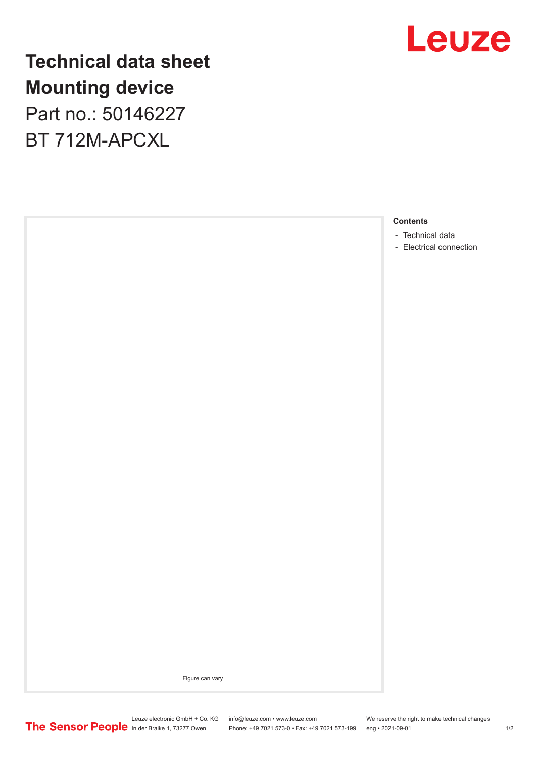# Technical data sheet
# Mounting device
## Part no.: 50146227
## BT 712M-APCXL

Figure can vary

**Contents**

- Technical data
- Electrical connection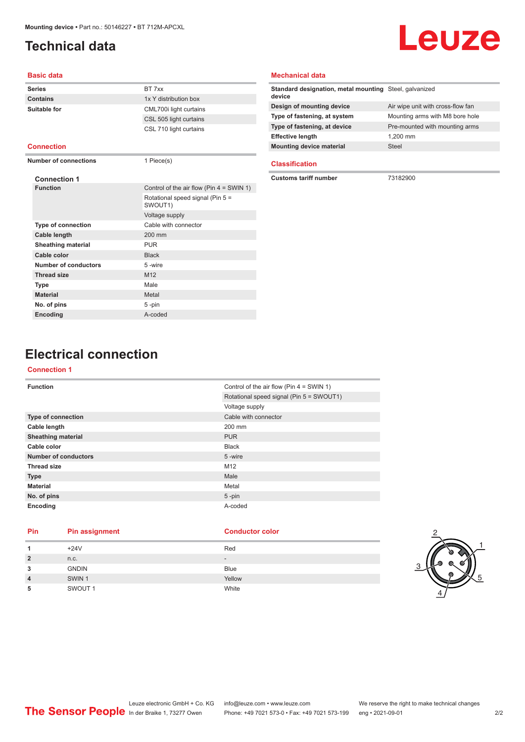# Technical data

## Basic data

| | |
|---|---|
| **Series** | BT 7xx |
| **Contains** | 1x Y distribution box |
| **Suitable for** | CML700i light curtains |
| | CSL 505 light curtains |
| | CSL 710 light curtains |

## Connection

| | |
|---|---|
| **Number of connections** | 1 Piece(s) |

### Connection 1

| | |
|---|---|
| **Function** | Control of the air flow (Pin 4 = SWIN 1) |
| | Rotational speed signal (Pin 5 = SWOUT1) |
| | Voltage supply |
| **Type of connection** | Cable with connector |
| **Cable length** | 200 mm |
| **Sheathing material** | PUR |
| **Cable color** | Black |
| **Number of conductors** | 5 -wire |
| **Thread size** | M12 |
| **Type** | Male |
| **Material** | Metal |
| **No. of pins** | 5 -pin |
| **Encoding** | A-coded |

## Mechanical data

| | |
|---|---|
| **Standard designation, metal mounting device** | Steel, galvanized |
| **Design of mounting device** | Air wipe unit with cross-flow fan |
| **Type of fastening, at system** | Mounting arms with M8 bore hole |
| **Type of fastening, at device** | Pre-mounted with mounting arms |
| **Effective length** | 1,200 mm |
| **Mounting device material** | Steel |

## Classification

| | |
|---|---|
| **Customs tariff number** | 73182900 |

# Electrical connection

## Connection 1

| | |
|---|---|
| **Function** | Control of the air flow (Pin 4 = SWIN 1) |
| | Rotational speed signal (Pin 5 = SWOUT1) |
| | Voltage supply |
| **Type of connection** | Cable with connector |
| **Cable length** | 200 mm |
| **Sheathing material** | PUR |
| **Cable color** | Black |
| **Number of conductors** | 5 -wire |
| **Thread size** | M12 |
| **Type** | Male |
| **Material** | Metal |
| **No. of pins** | 5 -pin |
| **Encoding** | A-coded |

| Pin | Pin assignment | Conductor color |
|---|---|---|
| **1** | +24V | Red |
| **2** | n.c. | - |
| **3** | GNDIN | Blue |
| **4** | SWIN 1 | Yellow |
| **5** | SWOUT 1 | White |

2
1
3
5
4